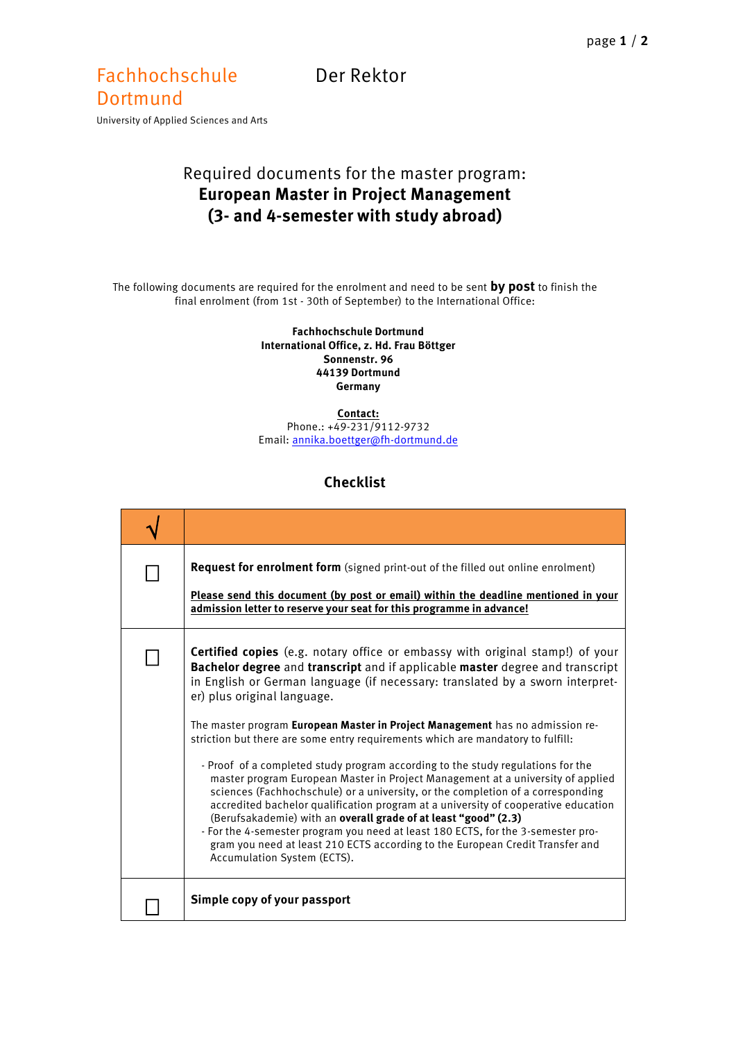Fachhochschule Dortmund
University of Applied Sciences and Arts

Der Rektor

# Required documents for the master program: **European Master in Project Management (3- and 4-semester with study abroad)**

The following documents are required for the enrolment and need to be sent **by post** to finish the final enrolment (from 1st - 30th of September) to the International Office:

**Fachhochschule Dortmund**
**International Office, z. Hd. Frau Böttger**
**Sonnenstr. 96**
**44139 Dortmund**
**Germany**

**Contact:**
Phone.: +49-231/9112-9732
Email: annika.boettger@fh-dortmund.de

## Checklist

| √ | |
|---|---|
| ☐ | **Request for enrolment form** (signed print-out of the filled out online enrolment)<br><br>**Please send this document (by post or email) within the deadline mentioned in your admission letter to reserve your seat for this programme in advance!** |
| ☐ | **Certified copies** (e.g. notary office or embassy with original stamp!) of your **Bachelor degree** and **transcript** and if applicable **master** degree and transcript in English or German language (if necessary: translated by a sworn interpreter) plus original language.<br><br>The master program **European Master in Project Management** has no admission restriction but there are some entry requirements which are mandatory to fulfill:<br><br>- Proof of a completed study program according to the study regulations for the master program European Master in Project Management at a university of applied sciences (Fachhochschule) or a university, or the completion of a corresponding accredited bachelor qualification program at a university of cooperative education (Berufsakademie) with an **overall grade of at least "good" (2.3)**<br>- For the 4-semester program you need at least 180 ECTS, for the 3-semester program you need at least 210 ECTS according to the European Credit Transfer and Accumulation System (ECTS). |
| ☐ | **Simple copy of your passport** |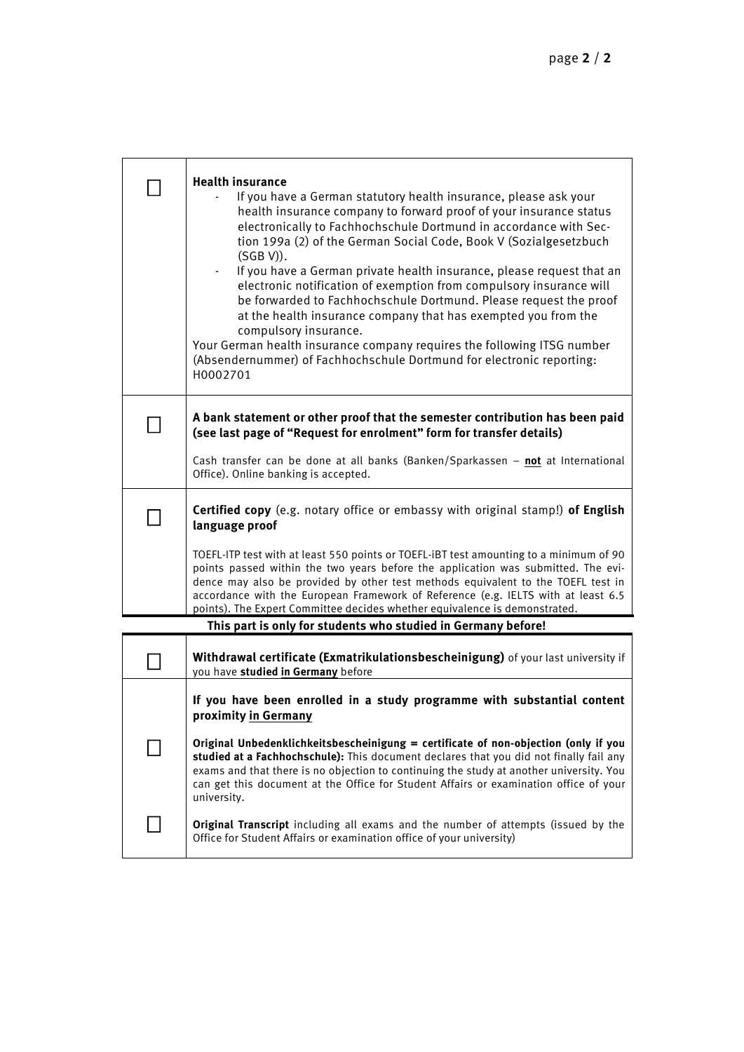| | |
|---|---|
| ☐ | **Health insurance**<br>- If you have a German statutory health insurance, please ask your health insurance company to forward proof of your insurance status electronically to Fachhochschule Dortmund in accordance with Section 199a (2) of the German Social Code, Book V (Sozialgesetzbuch (SGB V)).<br>- If you have a German private health insurance, please request that an electronic notification of exemption from compulsory insurance will be forwarded to Fachhochschule Dortmund. Please request the proof at the health insurance company that has exempted you from the compulsory insurance.<br>Your German health insurance company requires the following ITSG number (Absendernummer) of Fachhochschule Dortmund for electronic reporting: H0002701 |
| ☐ | **A bank statement or other proof that the semester contribution has been paid (see last page of "Request for enrolment" form for transfer details)**<br><br>Cash transfer can be done at all banks (Banken/Sparkassen – **not** at International Office). Online banking is accepted. |
| ☐ | **Certified copy** (e.g. notary office or embassy with original stamp!) **of English language proof**<br><br>TOEFL-ITP test with at least 550 points or TOEFL-iBT test amounting to a minimum of 90 points passed within the two years before the application was submitted. The evidence may also be provided by other test methods equivalent to the TOEFL test in accordance with the European Framework of Reference (e.g. IELTS with at least 6.5 points). The Expert Committee decides whether equivalence is demonstrated. |

**This part is only for students who studied in Germany before!**

| | |
|---|---|
| ☐ | **Withdrawal certificate (Exmatrikulationsbescheinigung)** of your last university if you have **studied in Germany** before |
| | **If you have been enrolled in a study programme with substantial content proximity in Germany** |
| ☐ | **Original Unbedenklichkeitsbescheinigung = certificate of non-objection (only if you studied at a Fachhochschule):** This document declares that you did not finally fail any exams and that there is no objection to continuing the study at another university. You can get this document at the Office for Student Affairs or examination office of your university. |
| ☐ | **Original Transcript** including all exams and the number of attempts (issued by the Office for Student Affairs or examination office of your university) |